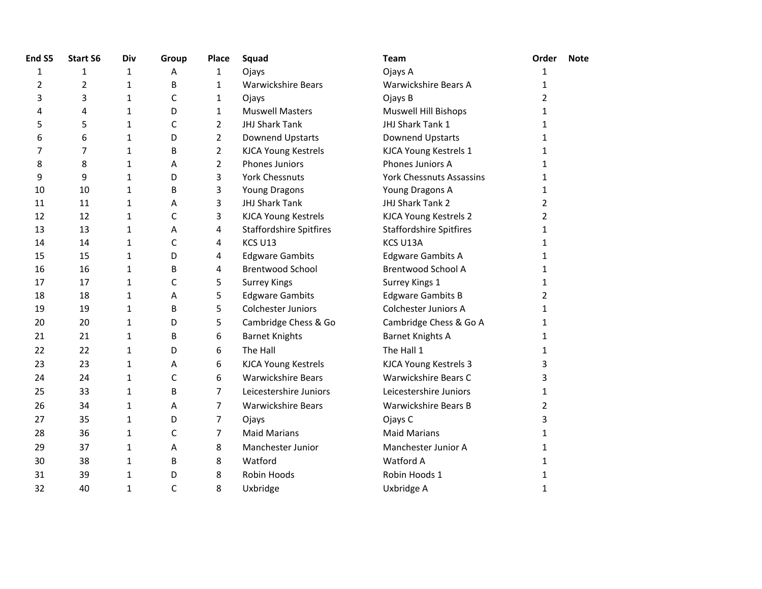| End S5 | Start S6 | Div | Group | Place | Squad | Team | Order | Note |
|---|---|---|---|---|---|---|---|---|
| 1 | 1 | 1 | A | 1 | Ojays | Ojays A | 1 | |
| 2 | 2 | 1 | B | 1 | Warwickshire Bears | Warwickshire Bears A | 1 | |
| 3 | 3 | 1 | C | 1 | Ojays | Ojays B | 2 | |
| 4 | 4 | 1 | D | 1 | Muswell Masters | Muswell Hill Bishops | 1 | |
| 5 | 5 | 1 | C | 2 | JHJ Shark Tank | JHJ Shark Tank 1 | 1 | |
| 6 | 6 | 1 | D | 2 | Downend Upstarts | Downend Upstarts | 1 | |
| 7 | 7 | 1 | B | 2 | KJCA Young Kestrels | KJCA Young Kestrels 1 | 1 | |
| 8 | 8 | 1 | A | 2 | Phones Juniors | Phones Juniors A | 1 | |
| 9 | 9 | 1 | D | 3 | York Chessnuts | York Chessnuts Assassins | 1 | |
| 10 | 10 | 1 | B | 3 | Young Dragons | Young Dragons A | 1 | |
| 11 | 11 | 1 | A | 3 | JHJ Shark Tank | JHJ Shark Tank 2 | 2 | |
| 12 | 12 | 1 | C | 3 | KJCA Young Kestrels | KJCA Young Kestrels 2 | 2 | |
| 13 | 13 | 1 | A | 4 | Staffordshire Spitfires | Staffordshire Spitfires | 1 | |
| 14 | 14 | 1 | C | 4 | KCS U13 | KCS U13A | 1 | |
| 15 | 15 | 1 | D | 4 | Edgware Gambits | Edgware Gambits A | 1 | |
| 16 | 16 | 1 | B | 4 | Brentwood School | Brentwood School A | 1 | |
| 17 | 17 | 1 | C | 5 | Surrey Kings | Surrey Kings 1 | 1 | |
| 18 | 18 | 1 | A | 5 | Edgware Gambits | Edgware Gambits B | 2 | |
| 19 | 19 | 1 | B | 5 | Colchester Juniors | Colchester Juniors A | 1 | |
| 20 | 20 | 1 | D | 5 | Cambridge Chess & Go | Cambridge Chess & Go A | 1 | |
| 21 | 21 | 1 | B | 6 | Barnet Knights | Barnet Knights A | 1 | |
| 22 | 22 | 1 | D | 6 | The Hall | The Hall 1 | 1 | |
| 23 | 23 | 1 | A | 6 | KJCA Young Kestrels | KJCA Young Kestrels 3 | 3 | |
| 24 | 24 | 1 | C | 6 | Warwickshire Bears | Warwickshire Bears C | 3 | |
| 25 | 33 | 1 | B | 7 | Leicestershire Juniors | Leicestershire Juniors | 1 | |
| 26 | 34 | 1 | A | 7 | Warwickshire Bears | Warwickshire Bears B | 2 | |
| 27 | 35 | 1 | D | 7 | Ojays | Ojays C | 3 | |
| 28 | 36 | 1 | C | 7 | Maid Marians | Maid Marians | 1 | |
| 29 | 37 | 1 | A | 8 | Manchester Junior | Manchester Junior A | 1 | |
| 30 | 38 | 1 | B | 8 | Watford | Watford A | 1 | |
| 31 | 39 | 1 | D | 8 | Robin Hoods | Robin Hoods 1 | 1 | |
| 32 | 40 | 1 | C | 8 | Uxbridge | Uxbridge A | 1 | |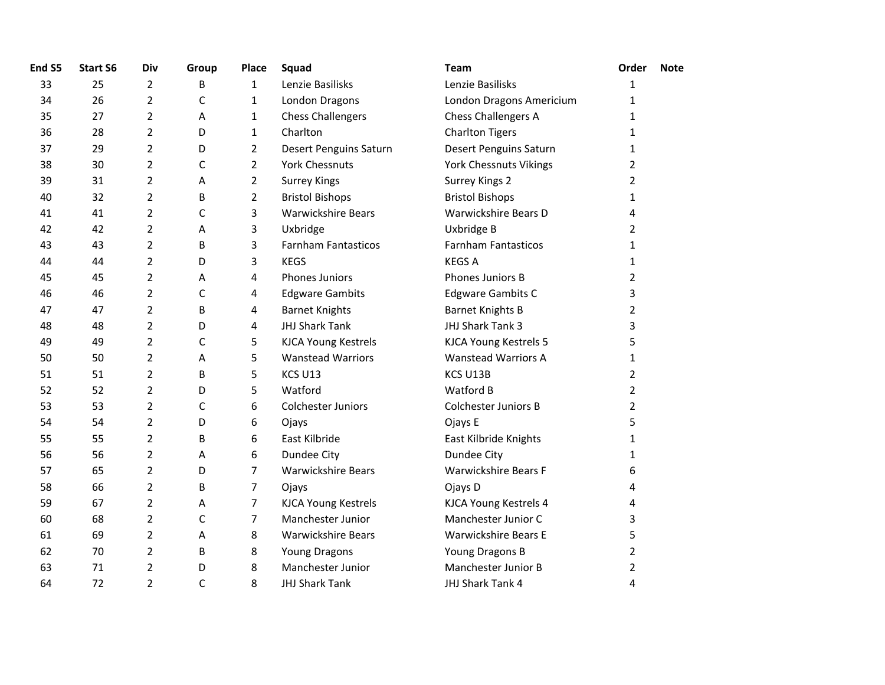| End S5 | Start S6 | Div | Group | Place | Squad | Team | Order | Note |
|---|---|---|---|---|---|---|---|---|
| 33 | 25 | 2 | B | 1 | Lenzie Basilisks | Lenzie Basilisks | 1 | |
| 34 | 26 | 2 | C | 1 | London Dragons | London Dragons Americium | 1 | |
| 35 | 27 | 2 | A | 1 | Chess Challengers | Chess Challengers A | 1 | |
| 36 | 28 | 2 | D | 1 | Charlton | Charlton Tigers | 1 | |
| 37 | 29 | 2 | D | 2 | Desert Penguins Saturn | Desert Penguins Saturn | 1 | |
| 38 | 30 | 2 | C | 2 | York Chessnuts | York Chessnuts Vikings | 2 | |
| 39 | 31 | 2 | A | 2 | Surrey Kings | Surrey Kings 2 | 2 | |
| 40 | 32 | 2 | B | 2 | Bristol Bishops | Bristol Bishops | 1 | |
| 41 | 41 | 2 | C | 3 | Warwickshire Bears | Warwickshire Bears D | 4 | |
| 42 | 42 | 2 | A | 3 | Uxbridge | Uxbridge B | 2 | |
| 43 | 43 | 2 | B | 3 | Farnham Fantasticos | Farnham Fantasticos | 1 | |
| 44 | 44 | 2 | D | 3 | KEGS | KEGS A | 1 | |
| 45 | 45 | 2 | A | 4 | Phones Juniors | Phones Juniors B | 2 | |
| 46 | 46 | 2 | C | 4 | Edgware Gambits | Edgware Gambits C | 3 | |
| 47 | 47 | 2 | B | 4 | Barnet Knights | Barnet Knights B | 2 | |
| 48 | 48 | 2 | D | 4 | JHJ Shark Tank | JHJ Shark Tank 3 | 3 | |
| 49 | 49 | 2 | C | 5 | KJCA Young Kestrels | KJCA Young Kestrels 5 | 5 | |
| 50 | 50 | 2 | A | 5 | Wanstead Warriors | Wanstead Warriors A | 1 | |
| 51 | 51 | 2 | B | 5 | KCS U13 | KCS U13B | 2 | |
| 52 | 52 | 2 | D | 5 | Watford | Watford B | 2 | |
| 53 | 53 | 2 | C | 6 | Colchester Juniors | Colchester Juniors B | 2 | |
| 54 | 54 | 2 | D | 6 | Ojays | Ojays E | 5 | |
| 55 | 55 | 2 | B | 6 | East Kilbride | East Kilbride Knights | 1 | |
| 56 | 56 | 2 | A | 6 | Dundee City | Dundee City | 1 | |
| 57 | 65 | 2 | D | 7 | Warwickshire Bears | Warwickshire Bears F | 6 | |
| 58 | 66 | 2 | B | 7 | Ojays | Ojays D | 4 | |
| 59 | 67 | 2 | A | 7 | KJCA Young Kestrels | KJCA Young Kestrels 4 | 4 | |
| 60 | 68 | 2 | C | 7 | Manchester Junior | Manchester Junior C | 3 | |
| 61 | 69 | 2 | A | 8 | Warwickshire Bears | Warwickshire Bears E | 5 | |
| 62 | 70 | 2 | B | 8 | Young Dragons | Young Dragons B | 2 | |
| 63 | 71 | 2 | D | 8 | Manchester Junior | Manchester Junior B | 2 | |
| 64 | 72 | 2 | C | 8 | JHJ Shark Tank | JHJ Shark Tank 4 | 4 | |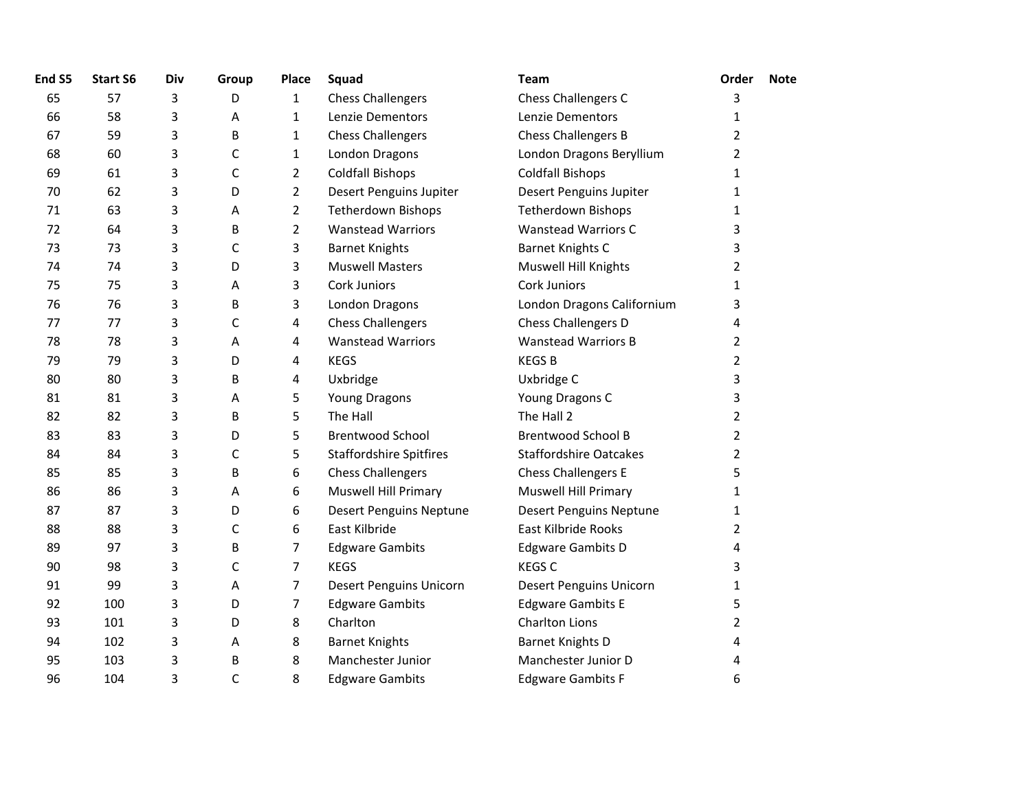| End S5 | Start S6 | Div | Group | Place | Squad | Team | Order | Note |
|---|---|---|---|---|---|---|---|---|
| 65 | 57 | 3 | D | 1 | Chess Challengers | Chess Challengers C | 3 | |
| 66 | 58 | 3 | A | 1 | Lenzie Dementors | Lenzie Dementors | 1 | |
| 67 | 59 | 3 | B | 1 | Chess Challengers | Chess Challengers B | 2 | |
| 68 | 60 | 3 | C | 1 | London Dragons | London Dragons Beryllium | 2 | |
| 69 | 61 | 3 | C | 2 | Coldfall Bishops | Coldfall Bishops | 1 | |
| 70 | 62 | 3 | D | 2 | Desert Penguins Jupiter | Desert Penguins Jupiter | 1 | |
| 71 | 63 | 3 | A | 2 | Tetherdown Bishops | Tetherdown Bishops | 1 | |
| 72 | 64 | 3 | B | 2 | Wanstead Warriors | Wanstead Warriors C | 3 | |
| 73 | 73 | 3 | C | 3 | Barnet Knights | Barnet Knights C | 3 | |
| 74 | 74 | 3 | D | 3 | Muswell Masters | Muswell Hill Knights | 2 | |
| 75 | 75 | 3 | A | 3 | Cork Juniors | Cork Juniors | 1 | |
| 76 | 76 | 3 | B | 3 | London Dragons | London Dragons Californium | 3 | |
| 77 | 77 | 3 | C | 4 | Chess Challengers | Chess Challengers D | 4 | |
| 78 | 78 | 3 | A | 4 | Wanstead Warriors | Wanstead Warriors B | 2 | |
| 79 | 79 | 3 | D | 4 | KEGS | KEGS B | 2 | |
| 80 | 80 | 3 | B | 4 | Uxbridge | Uxbridge C | 3 | |
| 81 | 81 | 3 | A | 5 | Young Dragons | Young Dragons C | 3 | |
| 82 | 82 | 3 | B | 5 | The Hall | The Hall 2 | 2 | |
| 83 | 83 | 3 | D | 5 | Brentwood School | Brentwood School B | 2 | |
| 84 | 84 | 3 | C | 5 | Staffordshire Spitfires | Staffordshire Oatcakes | 2 | |
| 85 | 85 | 3 | B | 6 | Chess Challengers | Chess Challengers E | 5 | |
| 86 | 86 | 3 | A | 6 | Muswell Hill Primary | Muswell Hill Primary | 1 | |
| 87 | 87 | 3 | D | 6 | Desert Penguins Neptune | Desert Penguins Neptune | 1 | |
| 88 | 88 | 3 | C | 6 | East Kilbride | East Kilbride Rooks | 2 | |
| 89 | 97 | 3 | B | 7 | Edgware Gambits | Edgware Gambits D | 4 | |
| 90 | 98 | 3 | C | 7 | KEGS | KEGS C | 3 | |
| 91 | 99 | 3 | A | 7 | Desert Penguins Unicorn | Desert Penguins Unicorn | 1 | |
| 92 | 100 | 3 | D | 7 | Edgware Gambits | Edgware Gambits E | 5 | |
| 93 | 101 | 3 | D | 8 | Charlton | Charlton Lions | 2 | |
| 94 | 102 | 3 | A | 8 | Barnet Knights | Barnet Knights D | 4 | |
| 95 | 103 | 3 | B | 8 | Manchester Junior | Manchester Junior D | 4 | |
| 96 | 104 | 3 | C | 8 | Edgware Gambits | Edgware Gambits F | 6 | |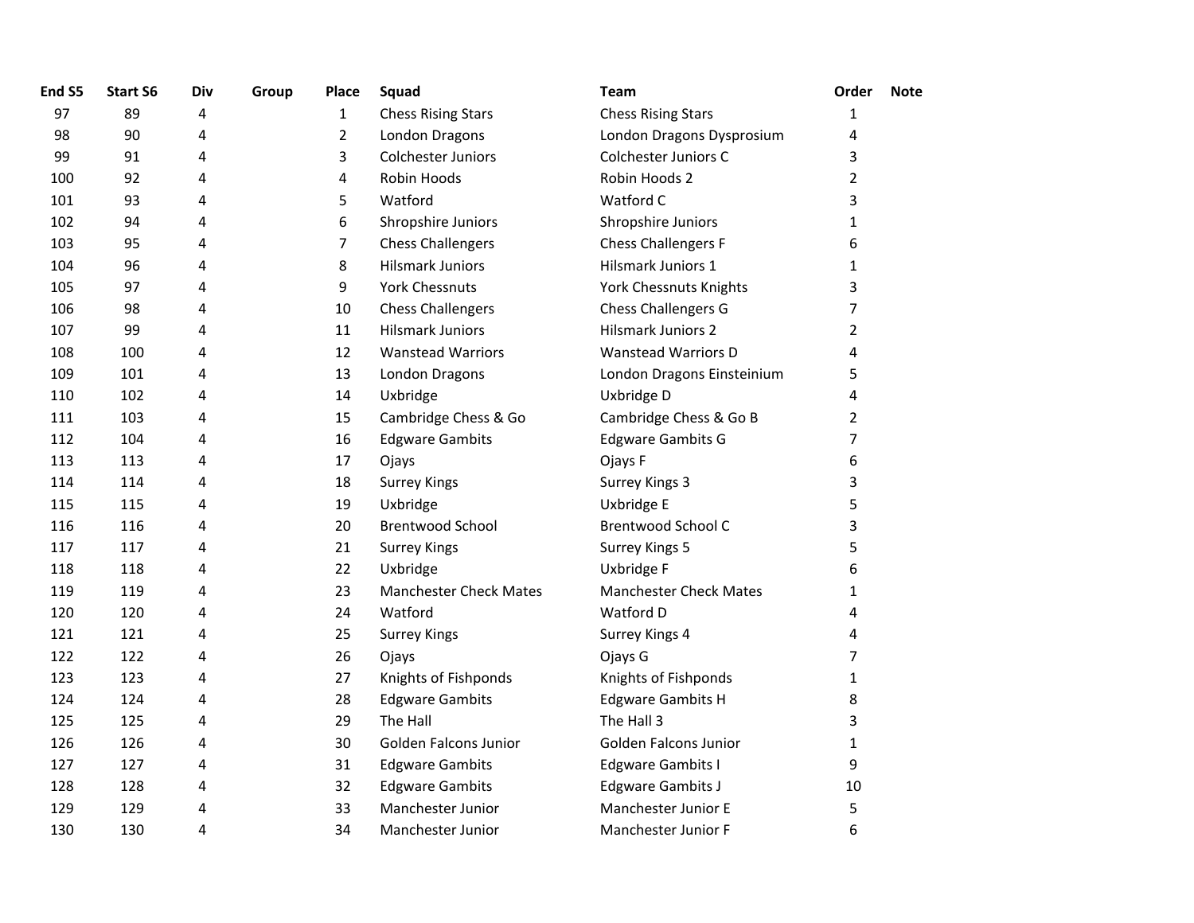| End S5 | Start S6 | Div | Group | Place | Squad | Team | Order | Note |
|---|---|---|---|---|---|---|---|---|
| 97 | 89 | 4 | | 1 | Chess Rising Stars | Chess Rising Stars | 1 | |
| 98 | 90 | 4 | | 2 | London Dragons | London Dragons Dysprosium | 4 | |
| 99 | 91 | 4 | | 3 | Colchester Juniors | Colchester Juniors C | 3 | |
| 100 | 92 | 4 | | 4 | Robin Hoods | Robin Hoods 2 | 2 | |
| 101 | 93 | 4 | | 5 | Watford | Watford C | 3 | |
| 102 | 94 | 4 | | 6 | Shropshire Juniors | Shropshire Juniors | 1 | |
| 103 | 95 | 4 | | 7 | Chess Challengers | Chess Challengers F | 6 | |
| 104 | 96 | 4 | | 8 | Hilsmark Juniors | Hilsmark Juniors 1 | 1 | |
| 105 | 97 | 4 | | 9 | York Chessnuts | York Chessnuts Knights | 3 | |
| 106 | 98 | 4 | | 10 | Chess Challengers | Chess Challengers G | 7 | |
| 107 | 99 | 4 | | 11 | Hilsmark Juniors | Hilsmark Juniors 2 | 2 | |
| 108 | 100 | 4 | | 12 | Wanstead Warriors | Wanstead Warriors D | 4 | |
| 109 | 101 | 4 | | 13 | London Dragons | London Dragons Einsteinium | 5 | |
| 110 | 102 | 4 | | 14 | Uxbridge | Uxbridge D | 4 | |
| 111 | 103 | 4 | | 15 | Cambridge Chess & Go | Cambridge Chess & Go B | 2 | |
| 112 | 104 | 4 | | 16 | Edgware Gambits | Edgware Gambits G | 7 | |
| 113 | 113 | 4 | | 17 | Ojays | Ojays F | 6 | |
| 114 | 114 | 4 | | 18 | Surrey Kings | Surrey Kings 3 | 3 | |
| 115 | 115 | 4 | | 19 | Uxbridge | Uxbridge E | 5 | |
| 116 | 116 | 4 | | 20 | Brentwood School | Brentwood School C | 3 | |
| 117 | 117 | 4 | | 21 | Surrey Kings | Surrey Kings 5 | 5 | |
| 118 | 118 | 4 | | 22 | Uxbridge | Uxbridge F | 6 | |
| 119 | 119 | 4 | | 23 | Manchester Check Mates | Manchester Check Mates | 1 | |
| 120 | 120 | 4 | | 24 | Watford | Watford D | 4 | |
| 121 | 121 | 4 | | 25 | Surrey Kings | Surrey Kings 4 | 4 | |
| 122 | 122 | 4 | | 26 | Ojays | Ojays G | 7 | |
| 123 | 123 | 4 | | 27 | Knights of Fishponds | Knights of Fishponds | 1 | |
| 124 | 124 | 4 | | 28 | Edgware Gambits | Edgware Gambits H | 8 | |
| 125 | 125 | 4 | | 29 | The Hall | The Hall 3 | 3 | |
| 126 | 126 | 4 | | 30 | Golden Falcons Junior | Golden Falcons Junior | 1 | |
| 127 | 127 | 4 | | 31 | Edgware Gambits | Edgware Gambits I | 9 | |
| 128 | 128 | 4 | | 32 | Edgware Gambits | Edgware Gambits J | 10 | |
| 129 | 129 | 4 | | 33 | Manchester Junior | Manchester Junior E | 5 | |
| 130 | 130 | 4 | | 34 | Manchester Junior | Manchester Junior F | 6 | |